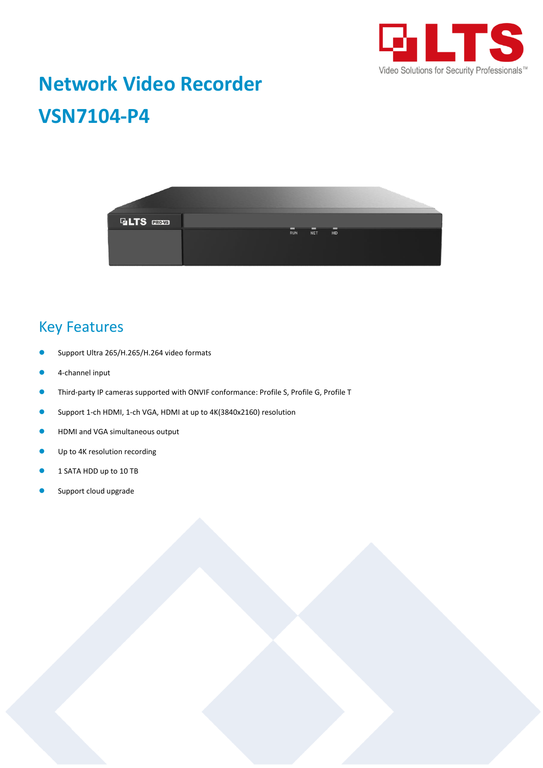# Network Video Recorder

# VSN7104-P4

## Key Features

- Support Ultra 265/H.265/H.264 video formats
- 4-channel input
- Third-party IP cameras supported with ONVIF conformance: Profile S, Profile G, Profile T
- Support 1-ch HDMI, 1-ch VGA, HDMI at up to 4K(3840x2160) resolution
- HDMI and VGA simultaneous output
- Up to 4K resolution recording
- 1 SATA HDD up to 10 TB
- Support cloud upgrade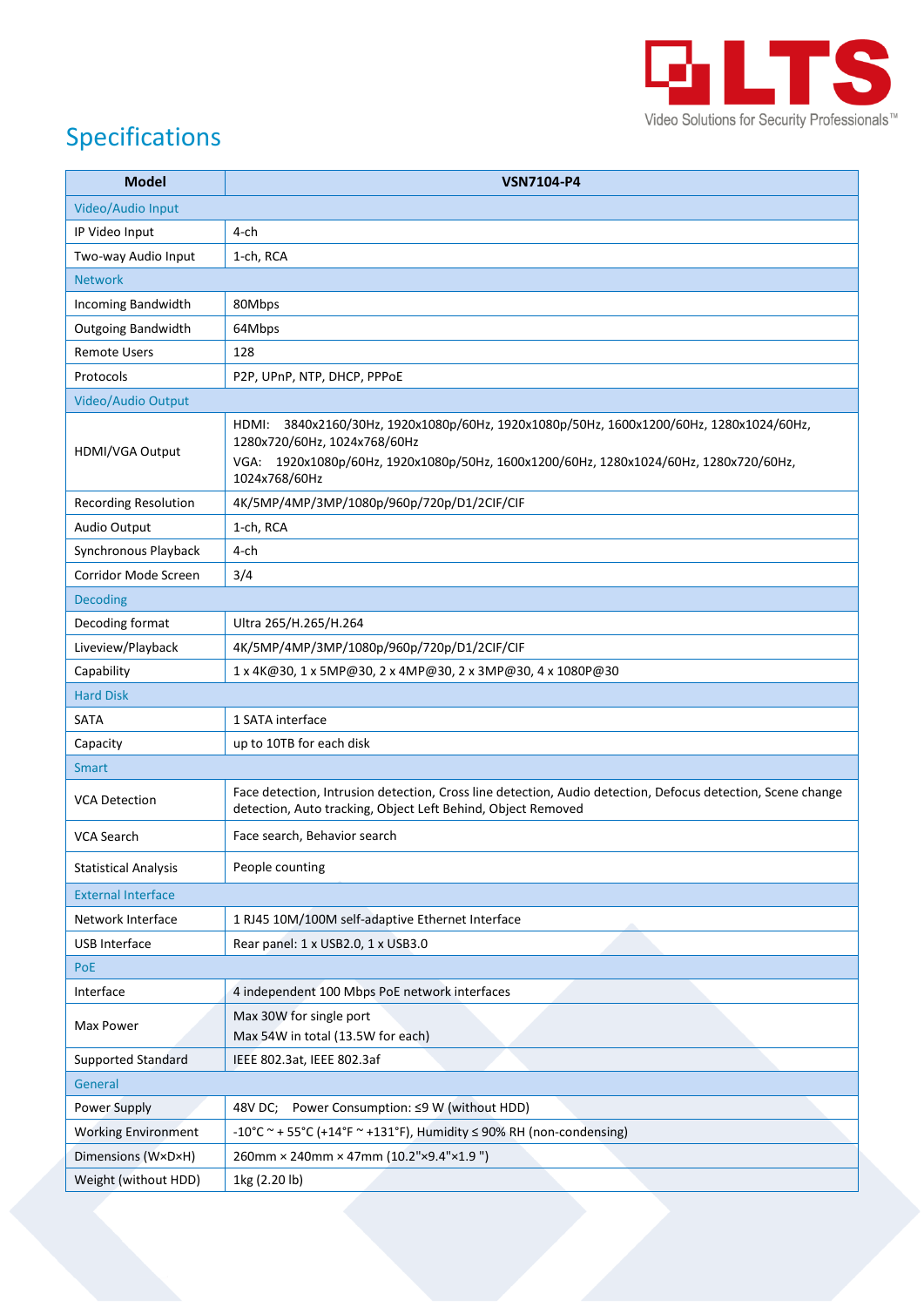## Specifications

| Model | VSN7104-P4 |
|---|---|
| Video/Audio Input | |
| IP Video Input | 4-ch |
| Two-way Audio Input | 1-ch, RCA |
| Network | |
| Incoming Bandwidth | 80Mbps |
| Outgoing Bandwidth | 64Mbps |
| Remote Users | 128 |
| Protocols | P2P, UPnP, NTP, DHCP, PPPoE |
| Video/Audio Output | |
| HDMI/VGA Output | HDMI: 3840x2160/30Hz, 1920x1080p/60Hz, 1920x1080p/50Hz, 1600x1200/60Hz, 1280x1024/60Hz, 1280x720/60Hz, 1024x768/60Hz<br>VGA: 1920x1080p/60Hz, 1920x1080p/50Hz, 1600x1200/60Hz, 1280x1024/60Hz, 1280x720/60Hz, 1024x768/60Hz |
| Recording Resolution | 4K/5MP/4MP/3MP/1080p/960p/720p/D1/2CIF/CIF |
| Audio Output | 1-ch, RCA |
| Synchronous Playback | 4-ch |
| Corridor Mode Screen | 3/4 |
| Decoding | |
| Decoding format | Ultra 265/H.265/H.264 |
| Liveview/Playback | 4K/5MP/4MP/3MP/1080p/960p/720p/D1/2CIF/CIF |
| Capability | 1 x 4K@30, 1 x 5MP@30, 2 x 4MP@30, 2 x 3MP@30, 4 x 1080P@30 |
| Hard Disk | |
| SATA | 1 SATA interface |
| Capacity | up to 10TB for each disk |
| Smart | |
| VCA Detection | Face detection, Intrusion detection, Cross line detection, Audio detection, Defocus detection, Scene change detection, Auto tracking, Object Left Behind, Object Removed |
| VCA Search | Face search, Behavior search |
| Statistical Analysis | People counting |
| External Interface | |
| Network Interface | 1 RJ45 10M/100M self-adaptive Ethernet Interface |
| USB Interface | Rear panel: 1 x USB2.0, 1 x USB3.0 |
| PoE | |
| Interface | 4 independent 100 Mbps PoE network interfaces |
| Max Power | Max 30W for single port<br>Max 54W in total (13.5W for each) |
| Supported Standard | IEEE 802.3at, IEEE 802.3af |
| General | |
| Power Supply | 48V DC; Power Consumption: ≤9 W (without HDD) |
| Working Environment | -10°C ~ + 55°C (+14°F ~ +131°F), Humidity ≤ 90% RH (non-condensing) |
| Dimensions (W×D×H) | 260mm × 240mm × 47mm (10.2"×9.4"×1.9 ") |
| Weight (without HDD) | 1kg (2.20 lb) |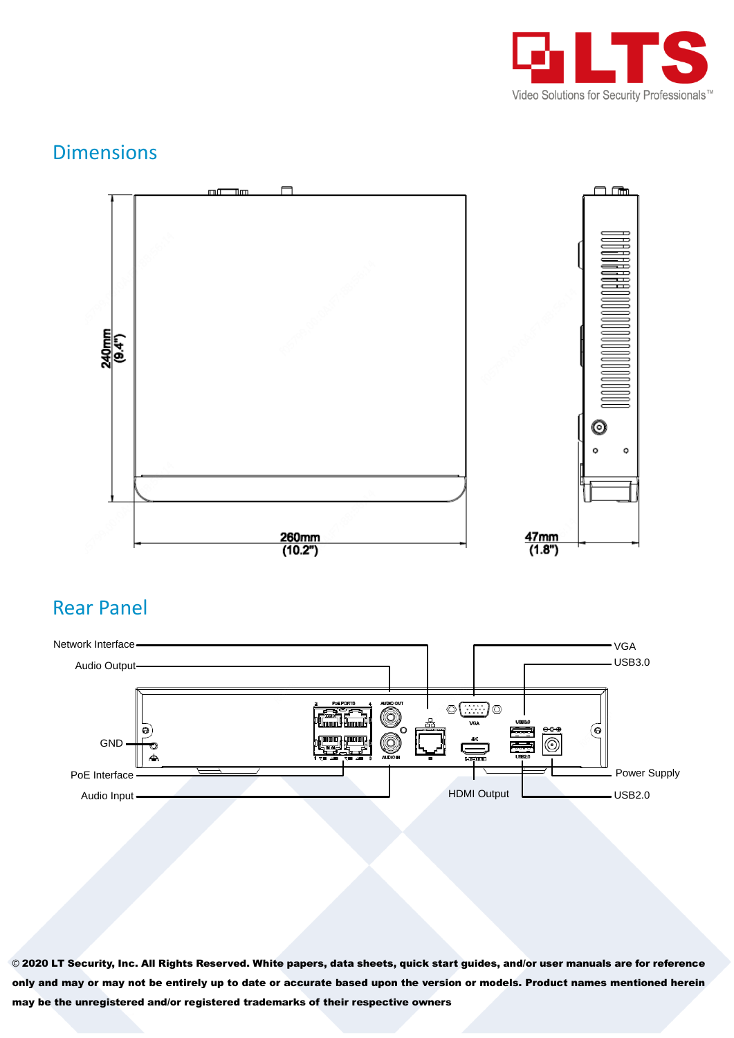## Dimensions

240mm
(9.4")

260mm
(10.2")

47mm
(1.8")

## Rear Panel

Network Interface
Audio Output
GND
PoE Interface
Audio Input
VGA
USB3.0
Power Supply
HDMI Output
USB2.0

© 2020 LT Security, Inc. All Rights Reserved. White papers, data sheets, quick start guides, and/or user manuals are for reference only and may or may not be entirely up to date or accurate based upon the version or models. Product names mentioned herein may be the unregistered and/or registered trademarks of their respective owners